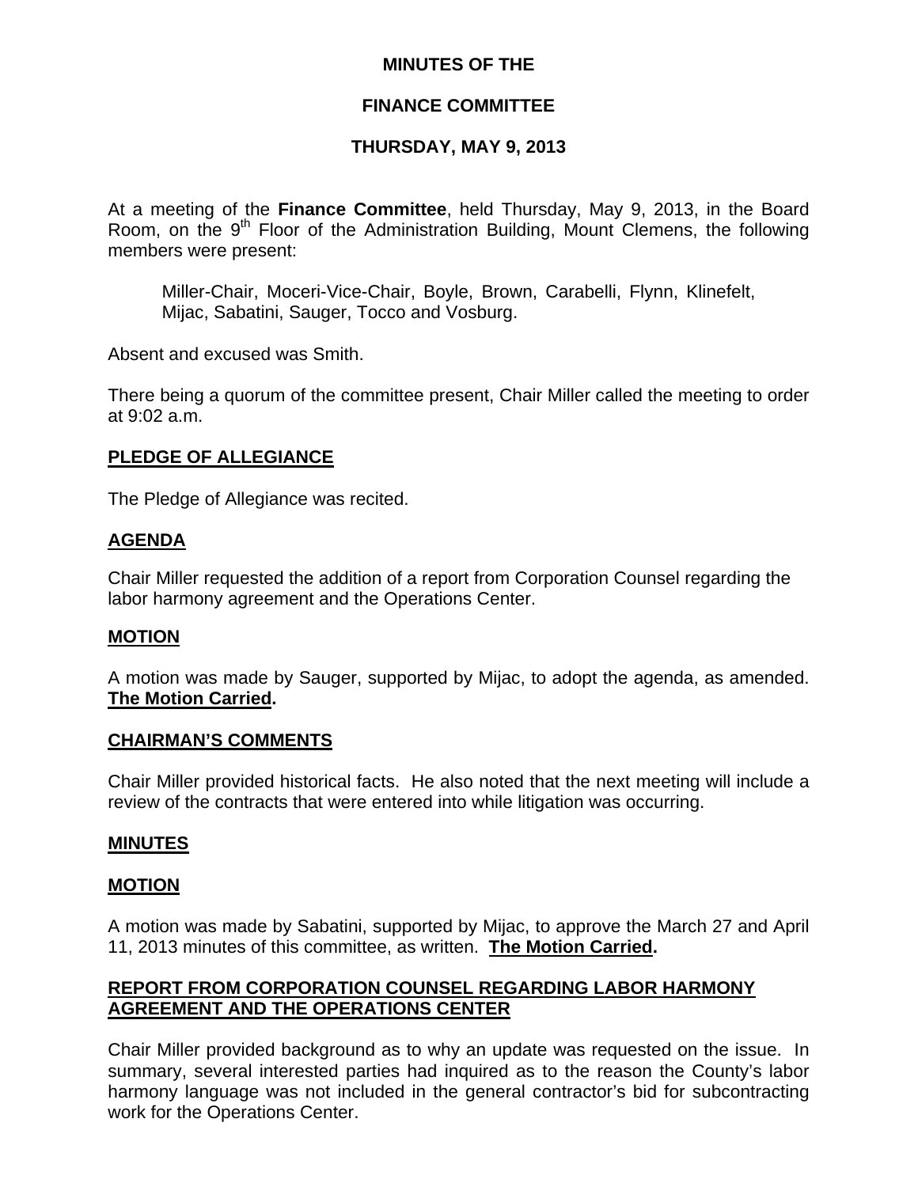**MINUTES OF THE**

**FINANCE COMMITTEE**

**THURSDAY, MAY 9, 2013**

At a meeting of the **Finance Committee**, held Thursday, May 9, 2013, in the Board Room, on the 9th Floor of the Administration Building, Mount Clemens, the following members were present:

> Miller-Chair, Moceri-Vice-Chair, Boyle, Brown, Carabelli, Flynn, Klinefelt, Mijac, Sabatini, Sauger, Tocco and Vosburg.

Absent and excused was Smith.

There being a quorum of the committee present, Chair Miller called the meeting to order at 9:02 a.m.

## PLEDGE OF ALLEGIANCE

The Pledge of Allegiance was recited.

## AGENDA

Chair Miller requested the addition of a report from Corporation Counsel regarding the labor harmony agreement and the Operations Center.

## MOTION

A motion was made by Sauger, supported by Mijac, to adopt the agenda, as amended. **The Motion Carried.**

## CHAIRMAN'S COMMENTS

Chair Miller provided historical facts. He also noted that the next meeting will include a review of the contracts that were entered into while litigation was occurring.

## MINUTES

## MOTION

A motion was made by Sabatini, supported by Mijac, to approve the March 27 and April 11, 2013 minutes of this committee, as written. **The Motion Carried.**

## REPORT FROM CORPORATION COUNSEL REGARDING LABOR HARMONY AGREEMENT AND THE OPERATIONS CENTER

Chair Miller provided background as to why an update was requested on the issue. In summary, several interested parties had inquired as to the reason the County's labor harmony language was not included in the general contractor's bid for subcontracting work for the Operations Center.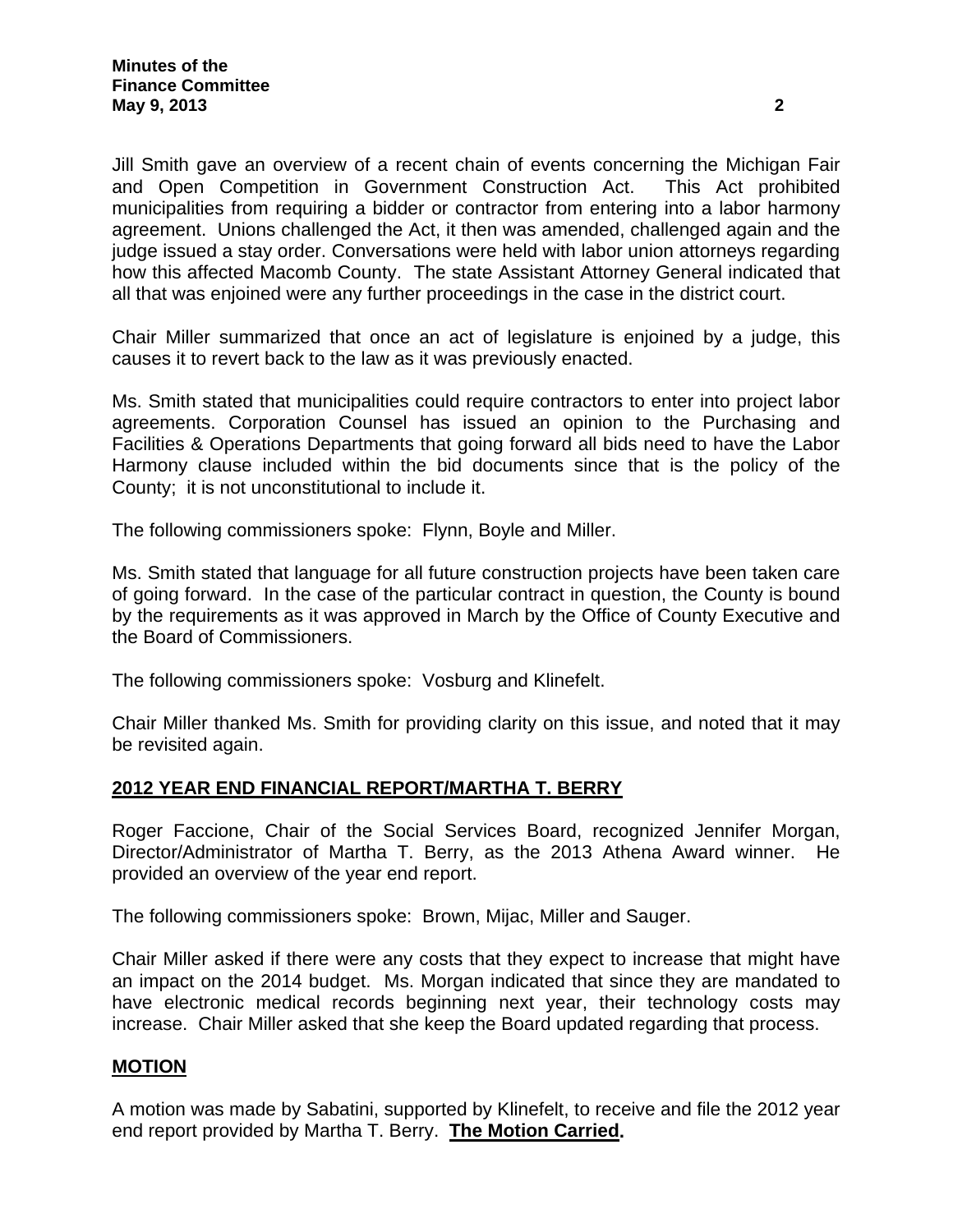Jill Smith gave an overview of a recent chain of events concerning the Michigan Fair and Open Competition in Government Construction Act. This Act prohibited municipalities from requiring a bidder or contractor from entering into a labor harmony agreement. Unions challenged the Act, it then was amended, challenged again and the judge issued a stay order. Conversations were held with labor union attorneys regarding how this affected Macomb County. The state Assistant Attorney General indicated that all that was enjoined were any further proceedings in the case in the district court.

Chair Miller summarized that once an act of legislature is enjoined by a judge, this causes it to revert back to the law as it was previously enacted.

Ms. Smith stated that municipalities could require contractors to enter into project labor agreements. Corporation Counsel has issued an opinion to the Purchasing and Facilities & Operations Departments that going forward all bids need to have the Labor Harmony clause included within the bid documents since that is the policy of the County; it is not unconstitutional to include it.

The following commissioners spoke: Flynn, Boyle and Miller.

Ms. Smith stated that language for all future construction projects have been taken care of going forward. In the case of the particular contract in question, the County is bound by the requirements as it was approved in March by the Office of County Executive and the Board of Commissioners.

The following commissioners spoke: Vosburg and Klinefelt.

Chair Miller thanked Ms. Smith for providing clarity on this issue, and noted that it may be revisited again.

## 2012 YEAR END FINANCIAL REPORT/MARTHA T. BERRY

Roger Faccione, Chair of the Social Services Board, recognized Jennifer Morgan, Director/Administrator of Martha T. Berry, as the 2013 Athena Award winner. He provided an overview of the year end report.

The following commissioners spoke: Brown, Mijac, Miller and Sauger.

Chair Miller asked if there were any costs that they expect to increase that might have an impact on the 2014 budget. Ms. Morgan indicated that since they are mandated to have electronic medical records beginning next year, their technology costs may increase. Chair Miller asked that she keep the Board updated regarding that process.

## MOTION

A motion was made by Sabatini, supported by Klinefelt, to receive and file the 2012 year end report provided by Martha T. Berry. **The Motion Carried.**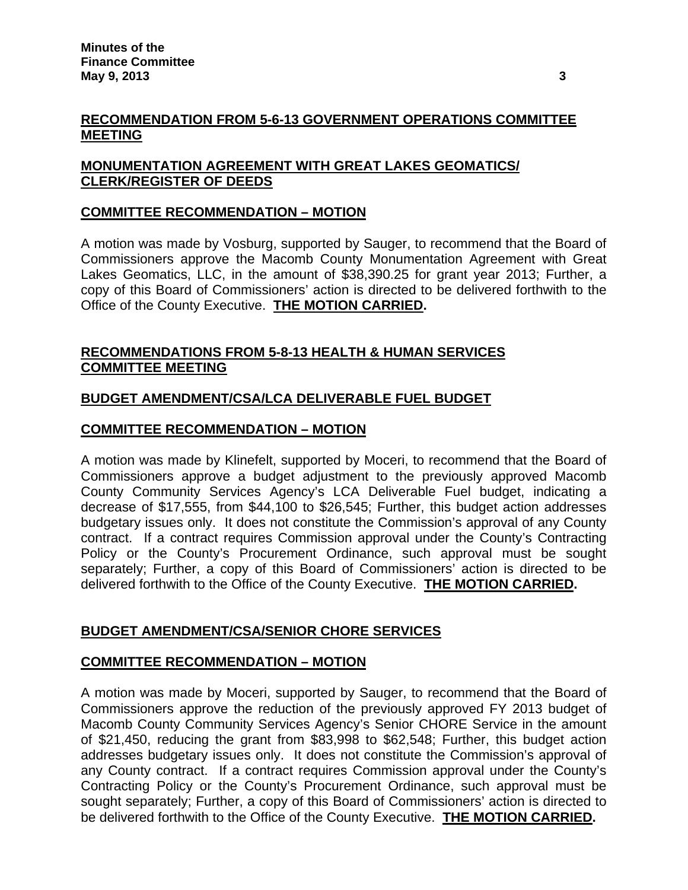## RECOMMENDATION FROM 5-6-13 GOVERNMENT OPERATIONS COMMITTEE MEETING

## MONUMENTATION AGREEMENT WITH GREAT LAKES GEOMATICS/ CLERK/REGISTER OF DEEDS

### COMMITTEE RECOMMENDATION – MOTION

A motion was made by Vosburg, supported by Sauger, to recommend that the Board of Commissioners approve the Macomb County Monumentation Agreement with Great Lakes Geomatics, LLC, in the amount of $38,390.25 for grant year 2013; Further, a copy of this Board of Commissioners' action is directed to be delivered forthwith to the Office of the County Executive. **THE MOTION CARRIED.**

## RECOMMENDATIONS FROM 5-8-13 HEALTH & HUMAN SERVICES COMMITTEE MEETING

## BUDGET AMENDMENT/CSA/LCA DELIVERABLE FUEL BUDGET

### COMMITTEE RECOMMENDATION – MOTION

A motion was made by Klinefelt, supported by Moceri, to recommend that the Board of Commissioners approve a budget adjustment to the previously approved Macomb County Community Services Agency's LCA Deliverable Fuel budget, indicating a decrease of $17,555, from $44,100 to $26,545; Further, this budget action addresses budgetary issues only. It does not constitute the Commission's approval of any County contract. If a contract requires Commission approval under the County's Contracting Policy or the County's Procurement Ordinance, such approval must be sought separately; Further, a copy of this Board of Commissioners' action is directed to be delivered forthwith to the Office of the County Executive. **THE MOTION CARRIED.**

## BUDGET AMENDMENT/CSA/SENIOR CHORE SERVICES

### COMMITTEE RECOMMENDATION – MOTION

A motion was made by Moceri, supported by Sauger, to recommend that the Board of Commissioners approve the reduction of the previously approved FY 2013 budget of Macomb County Community Services Agency's Senior CHORE Service in the amount of $21,450, reducing the grant from $83,998 to $62,548; Further, this budget action addresses budgetary issues only. It does not constitute the Commission's approval of any County contract. If a contract requires Commission approval under the County's Contracting Policy or the County's Procurement Ordinance, such approval must be sought separately; Further, a copy of this Board of Commissioners' action is directed to be delivered forthwith to the Office of the County Executive. **THE MOTION CARRIED.**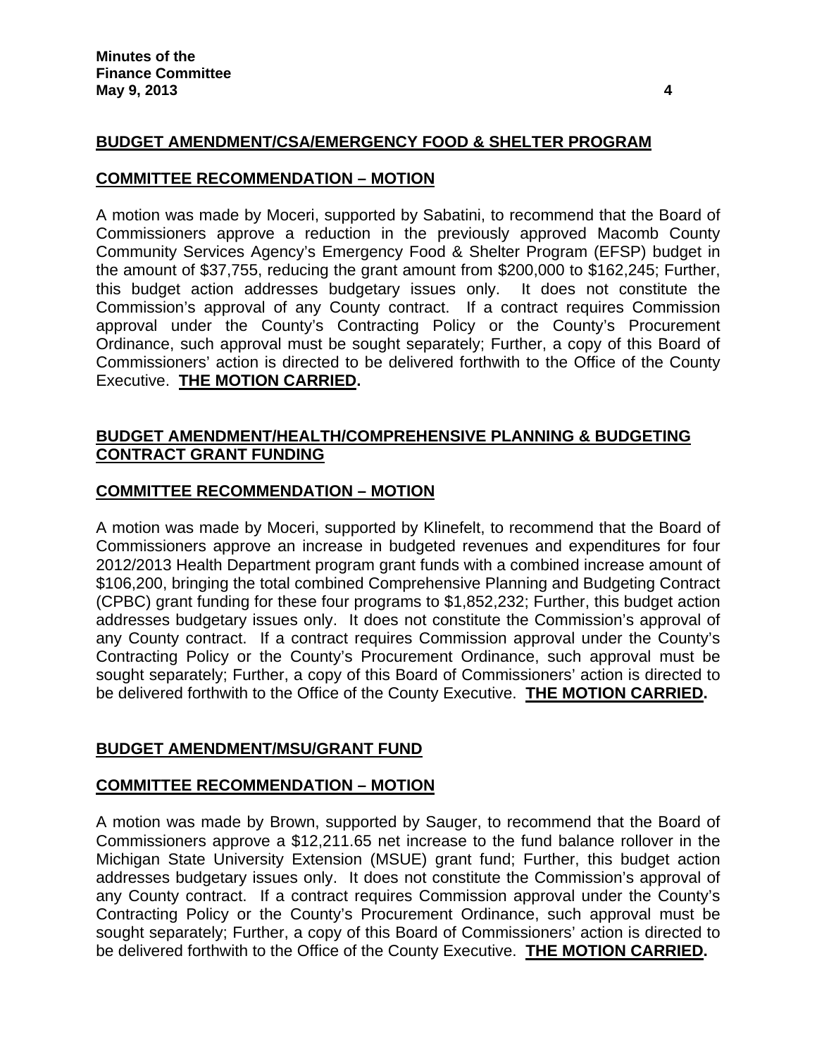**BUDGET AMENDMENT/CSA/EMERGENCY FOOD & SHELTER PROGRAM**

**COMMITTEE RECOMMENDATION – MOTION**

A motion was made by Moceri, supported by Sabatini, to recommend that the Board of Commissioners approve a reduction in the previously approved Macomb County Community Services Agency's Emergency Food & Shelter Program (EFSP) budget in the amount of $37,755, reducing the grant amount from $200,000 to $162,245; Further, this budget action addresses budgetary issues only. It does not constitute the Commission's approval of any County contract. If a contract requires Commission approval under the County's Contracting Policy or the County's Procurement Ordinance, such approval must be sought separately; Further, a copy of this Board of Commissioners' action is directed to be delivered forthwith to the Office of the County Executive. **THE MOTION CARRIED.**

**BUDGET AMENDMENT/HEALTH/COMPREHENSIVE PLANNING & BUDGETING CONTRACT GRANT FUNDING**

**COMMITTEE RECOMMENDATION – MOTION**

A motion was made by Moceri, supported by Klinefelt, to recommend that the Board of Commissioners approve an increase in budgeted revenues and expenditures for four 2012/2013 Health Department program grant funds with a combined increase amount of $106,200, bringing the total combined Comprehensive Planning and Budgeting Contract (CPBC) grant funding for these four programs to $1,852,232; Further, this budget action addresses budgetary issues only. It does not constitute the Commission's approval of any County contract. If a contract requires Commission approval under the County's Contracting Policy or the County's Procurement Ordinance, such approval must be sought separately; Further, a copy of this Board of Commissioners' action is directed to be delivered forthwith to the Office of the County Executive. **THE MOTION CARRIED.**

**BUDGET AMENDMENT/MSU/GRANT FUND**

**COMMITTEE RECOMMENDATION – MOTION**

A motion was made by Brown, supported by Sauger, to recommend that the Board of Commissioners approve a $12,211.65 net increase to the fund balance rollover in the Michigan State University Extension (MSUE) grant fund; Further, this budget action addresses budgetary issues only. It does not constitute the Commission's approval of any County contract. If a contract requires Commission approval under the County's Contracting Policy or the County's Procurement Ordinance, such approval must be sought separately; Further, a copy of this Board of Commissioners' action is directed to be delivered forthwith to the Office of the County Executive. **THE MOTION CARRIED.**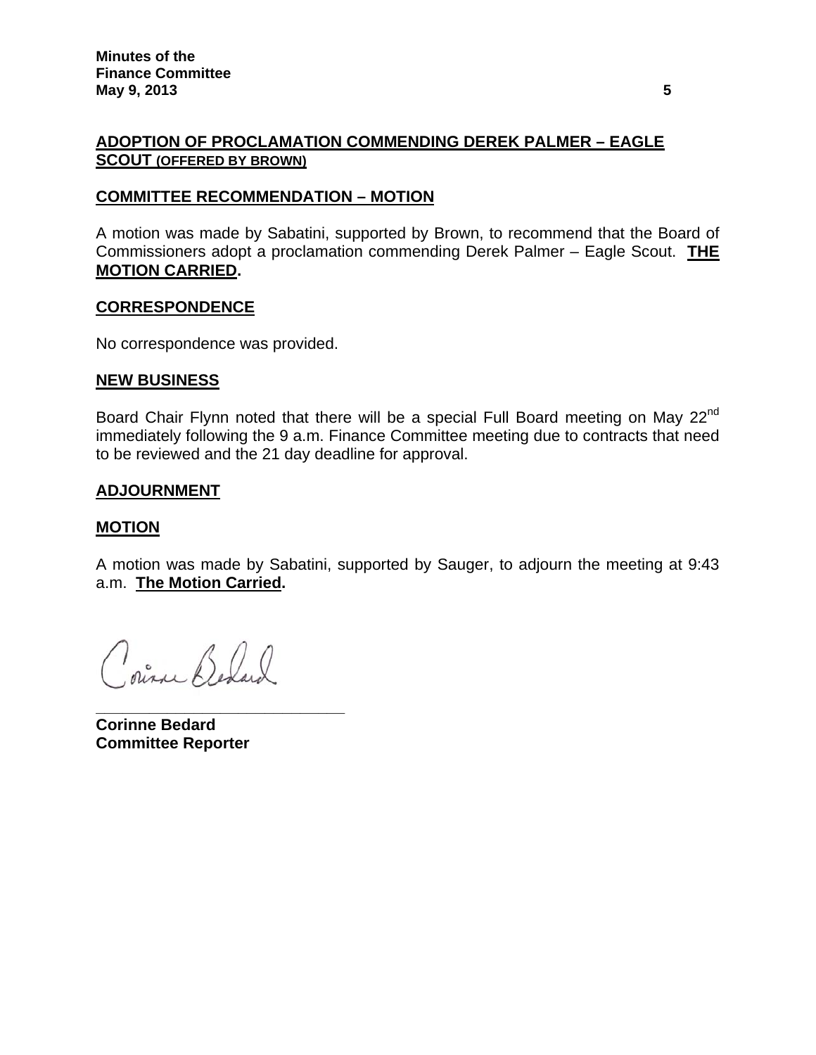## ADOPTION OF PROCLAMATION COMMENDING DEREK PALMER – EAGLE SCOUT (OFFERED BY BROWN)

### COMMITTEE RECOMMENDATION – MOTION

A motion was made by Sabatini, supported by Brown, to recommend that the Board of Commissioners adopt a proclamation commending Derek Palmer – Eagle Scout. **THE MOTION CARRIED.**

## CORRESPONDENCE

No correspondence was provided.

## NEW BUSINESS

Board Chair Flynn noted that there will be a special Full Board meeting on May 22nd immediately following the 9 a.m. Finance Committee meeting due to contracts that need to be reviewed and the 21 day deadline for approval.

## ADJOURNMENT

### MOTION

A motion was made by Sabatini, supported by Sauger, to adjourn the meeting at 9:43 a.m. **The Motion Carried.**

\_\_\_\_\_\_\_\_\_\_\_\_\_\_\_\_\_\_\_\_\_\_\_\_\_\_\_\_

**Corinne Bedard**
**Committee Reporter**